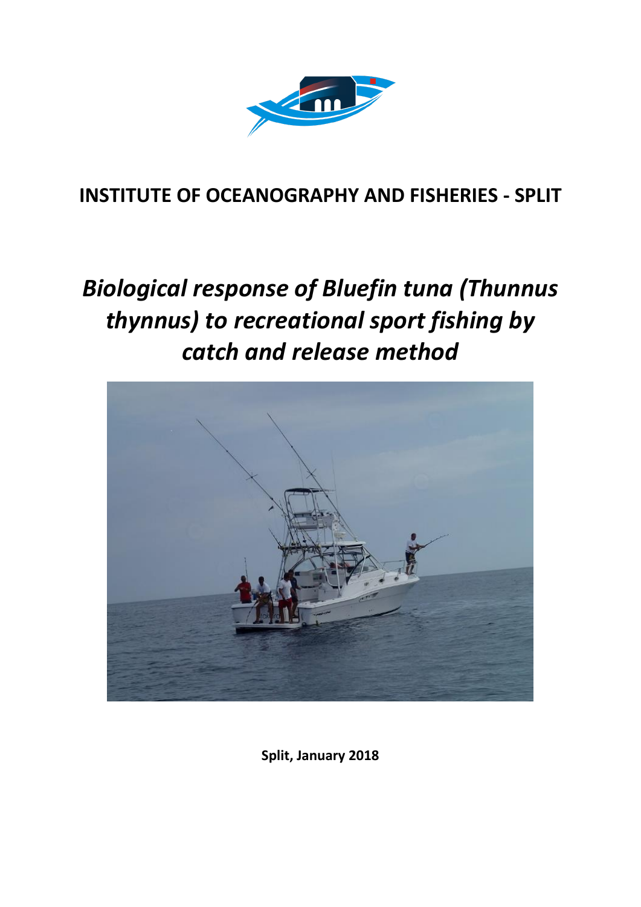# INSTITUTE OF OCEANOGRAPHY AND FISHERIES - SPLIT

# *Biological response of Bluefin tuna (Thunnus thynnus) to recreational sport fishing by catch and release method*

**Split, January 2018**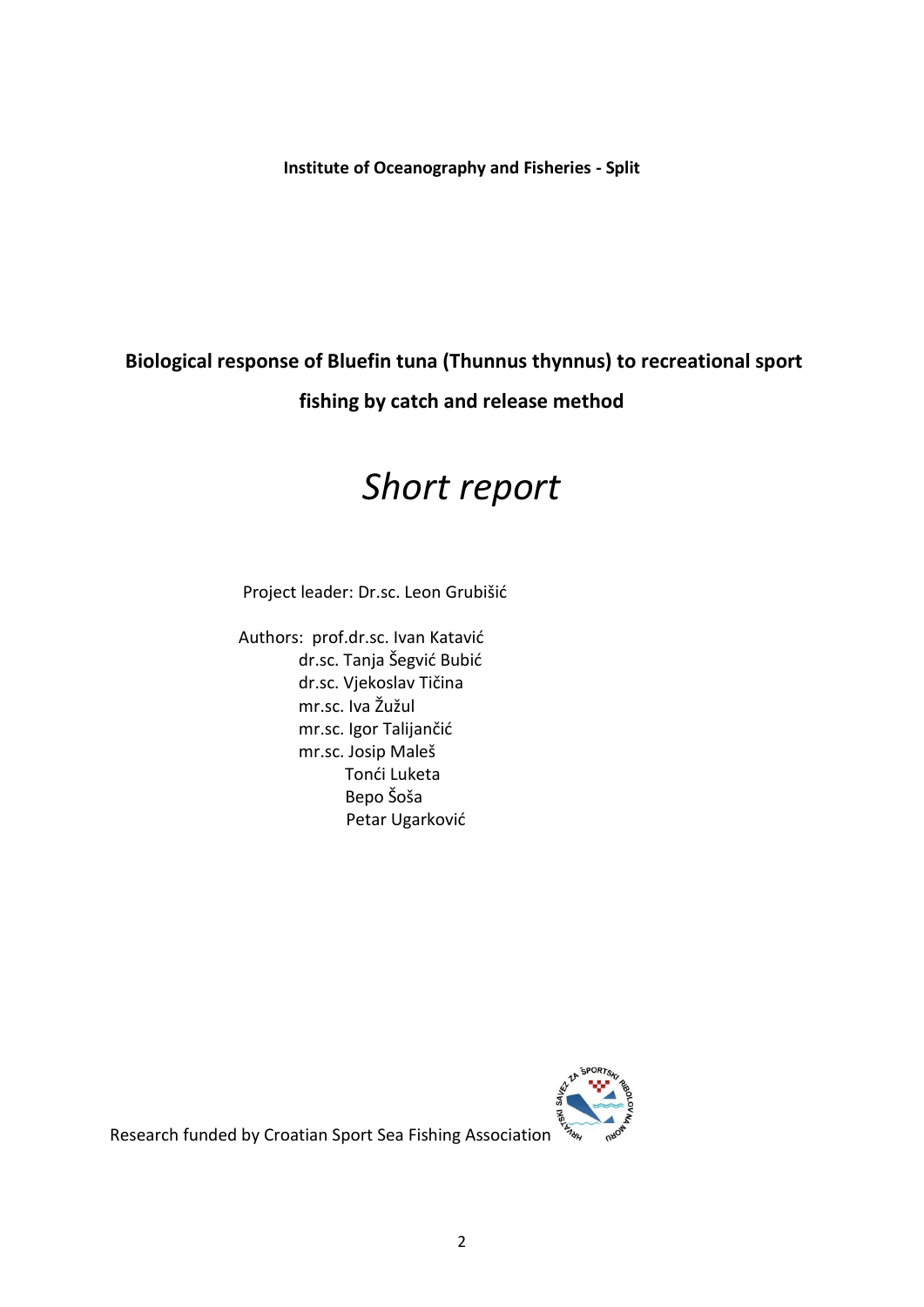**Institute of Oceanography and Fisheries - Split**

# Biological response of Bluefin tuna (Thunnus thynnus) to recreational sport fishing by catch and release method

## *Short report*

Project leader: Dr.sc. Leon Grubišić

Authors: prof.dr.sc. Ivan Katavić
dr.sc. Tanja Šegvić Bubić
dr.sc. Vjekoslav Tičina
mr.sc. Iva Žužul
mr.sc. Igor Talijančić
mr.sc. Josip Maleš
Tonći Luketa
Bepo Šoša
Petar Ugarković

Research funded by Croatian Sport Sea Fishing Association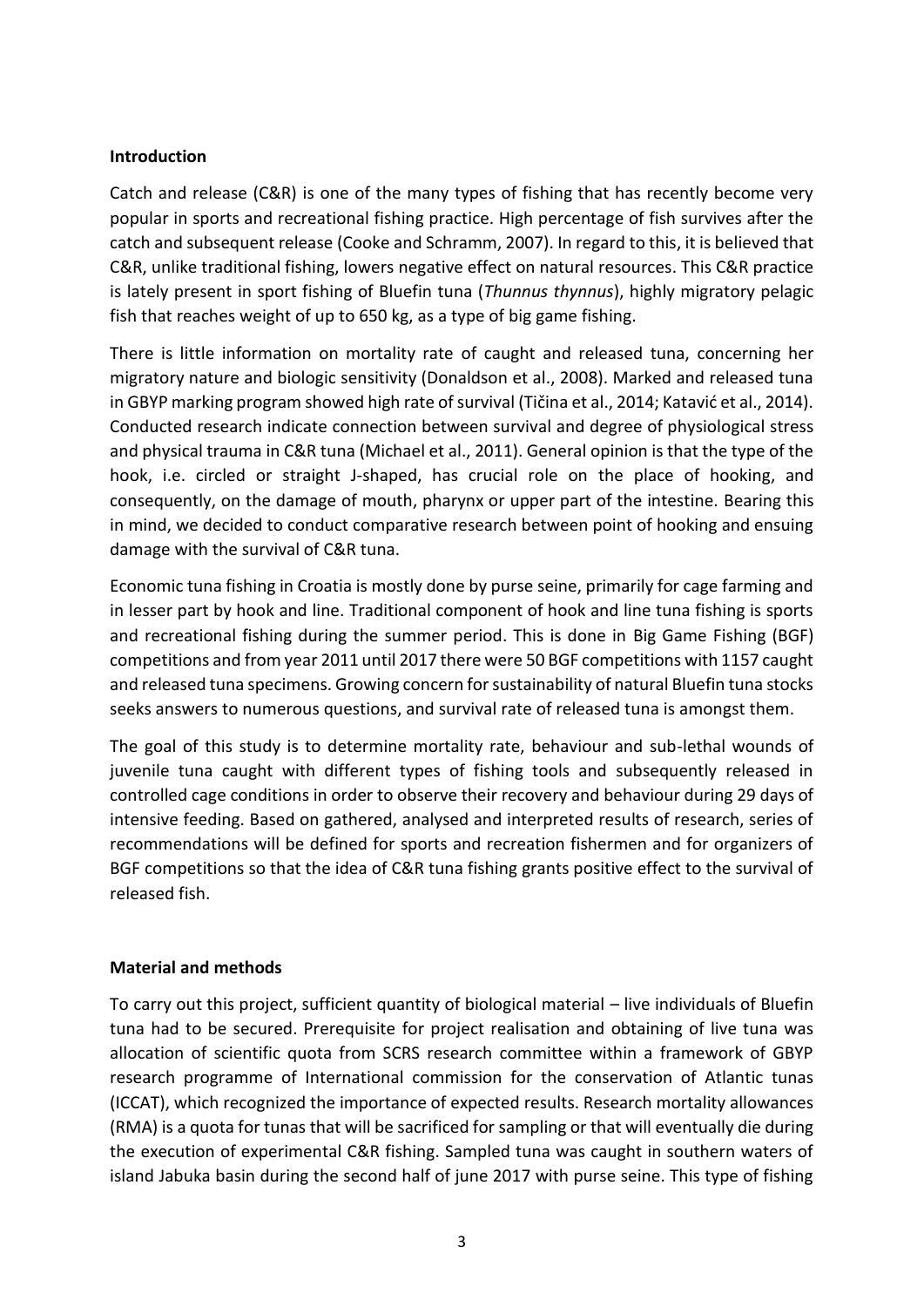**Introduction**

Catch and release (C&R) is one of the many types of fishing that has recently become very popular in sports and recreational fishing practice. High percentage of fish survives after the catch and subsequent release (Cooke and Schramm, 2007). In regard to this, it is believed that C&R, unlike traditional fishing, lowers negative effect on natural resources. This C&R practice is lately present in sport fishing of Bluefin tuna (*Thunnus thynnus*), highly migratory pelagic fish that reaches weight of up to 650 kg, as a type of big game fishing.

There is little information on mortality rate of caught and released tuna, concerning her migratory nature and biologic sensitivity (Donaldson et al., 2008). Marked and released tuna in GBYP marking program showed high rate of survival (Tičina et al., 2014; Katavić et al., 2014). Conducted research indicate connection between survival and degree of physiological stress and physical trauma in C&R tuna (Michael et al., 2011). General opinion is that the type of the hook, i.e. circled or straight J-shaped, has crucial role on the place of hooking, and consequently, on the damage of mouth, pharynx or upper part of the intestine. Bearing this in mind, we decided to conduct comparative research between point of hooking and ensuing damage with the survival of C&R tuna.

Economic tuna fishing in Croatia is mostly done by purse seine, primarily for cage farming and in lesser part by hook and line. Traditional component of hook and line tuna fishing is sports and recreational fishing during the summer period. This is done in Big Game Fishing (BGF) competitions and from year 2011 until 2017 there were 50 BGF competitions with 1157 caught and released tuna specimens. Growing concern for sustainability of natural Bluefin tuna stocks seeks answers to numerous questions, and survival rate of released tuna is amongst them.

The goal of this study is to determine mortality rate, behaviour and sub-lethal wounds of juvenile tuna caught with different types of fishing tools and subsequently released in controlled cage conditions in order to observe their recovery and behaviour during 29 days of intensive feeding. Based on gathered, analysed and interpreted results of research, series of recommendations will be defined for sports and recreation fishermen and for organizers of BGF competitions so that the idea of C&R tuna fishing grants positive effect to the survival of released fish.

**Material and methods**

To carry out this project, sufficient quantity of biological material – live individuals of Bluefin tuna had to be secured. Prerequisite for project realisation and obtaining of live tuna was allocation of scientific quota from SCRS research committee within a framework of GBYP research programme of International commission for the conservation of Atlantic tunas (ICCAT), which recognized the importance of expected results. Research mortality allowances (RMA) is a quota for tunas that will be sacrificed for sampling or that will eventually die during the execution of experimental C&R fishing. Sampled tuna was caught in southern waters of island Jabuka basin during the second half of june 2017 with purse seine. This type of fishing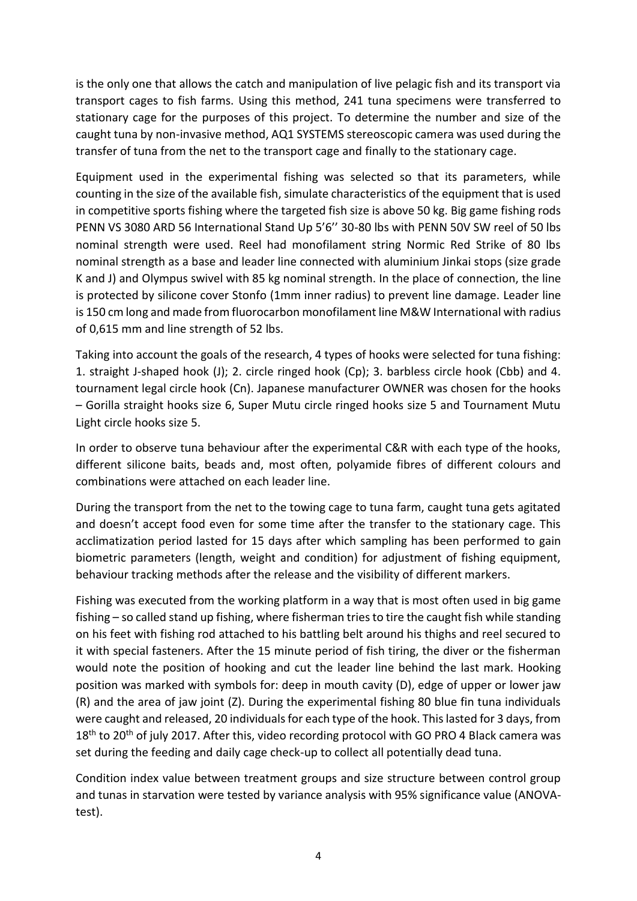is the only one that allows the catch and manipulation of live pelagic fish and its transport via transport cages to fish farms. Using this method, 241 tuna specimens were transferred to stationary cage for the purposes of this project. To determine the number and size of the caught tuna by non-invasive method, AQ1 SYSTEMS stereoscopic camera was used during the transfer of tuna from the net to the transport cage and finally to the stationary cage.

Equipment used in the experimental fishing was selected so that its parameters, while counting in the size of the available fish, simulate characteristics of the equipment that is used in competitive sports fishing where the targeted fish size is above 50 kg. Big game fishing rods PENN VS 3080 ARD 56 International Stand Up 5'6'' 30-80 lbs with PENN 50V SW reel of 50 lbs nominal strength were used. Reel had monofilament string Normic Red Strike of 80 lbs nominal strength as a base and leader line connected with aluminium Jinkai stops (size grade K and J) and Olympus swivel with 85 kg nominal strength. In the place of connection, the line is protected by silicone cover Stonfo (1mm inner radius) to prevent line damage. Leader line is 150 cm long and made from fluorocarbon monofilament line M&W International with radius of 0,615 mm and line strength of 52 lbs.

Taking into account the goals of the research, 4 types of hooks were selected for tuna fishing: 1. straight J-shaped hook (J); 2. circle ringed hook (Cp); 3. barbless circle hook (Cbb) and 4. tournament legal circle hook (Cn). Japanese manufacturer OWNER was chosen for the hooks – Gorilla straight hooks size 6, Super Mutu circle ringed hooks size 5 and Tournament Mutu Light circle hooks size 5.

In order to observe tuna behaviour after the experimental C&R with each type of the hooks, different silicone baits, beads and, most often, polyamide fibres of different colours and combinations were attached on each leader line.

During the transport from the net to the towing cage to tuna farm, caught tuna gets agitated and doesn't accept food even for some time after the transfer to the stationary cage. This acclimatization period lasted for 15 days after which sampling has been performed to gain biometric parameters (length, weight and condition) for adjustment of fishing equipment, behaviour tracking methods after the release and the visibility of different markers.

Fishing was executed from the working platform in a way that is most often used in big game fishing – so called stand up fishing, where fisherman tries to tire the caught fish while standing on his feet with fishing rod attached to his battling belt around his thighs and reel secured to it with special fasteners. After the 15 minute period of fish tiring, the diver or the fisherman would note the position of hooking and cut the leader line behind the last mark. Hooking position was marked with symbols for: deep in mouth cavity (D), edge of upper or lower jaw (R) and the area of jaw joint (Z). During the experimental fishing 80 blue fin tuna individuals were caught and released, 20 individuals for each type of the hook. This lasted for 3 days, from 18th to 20th of july 2017. After this, video recording protocol with GO PRO 4 Black camera was set during the feeding and daily cage check-up to collect all potentially dead tuna.

Condition index value between treatment groups and size structure between control group and tunas in starvation were tested by variance analysis with 95% significance value (ANOVA-test).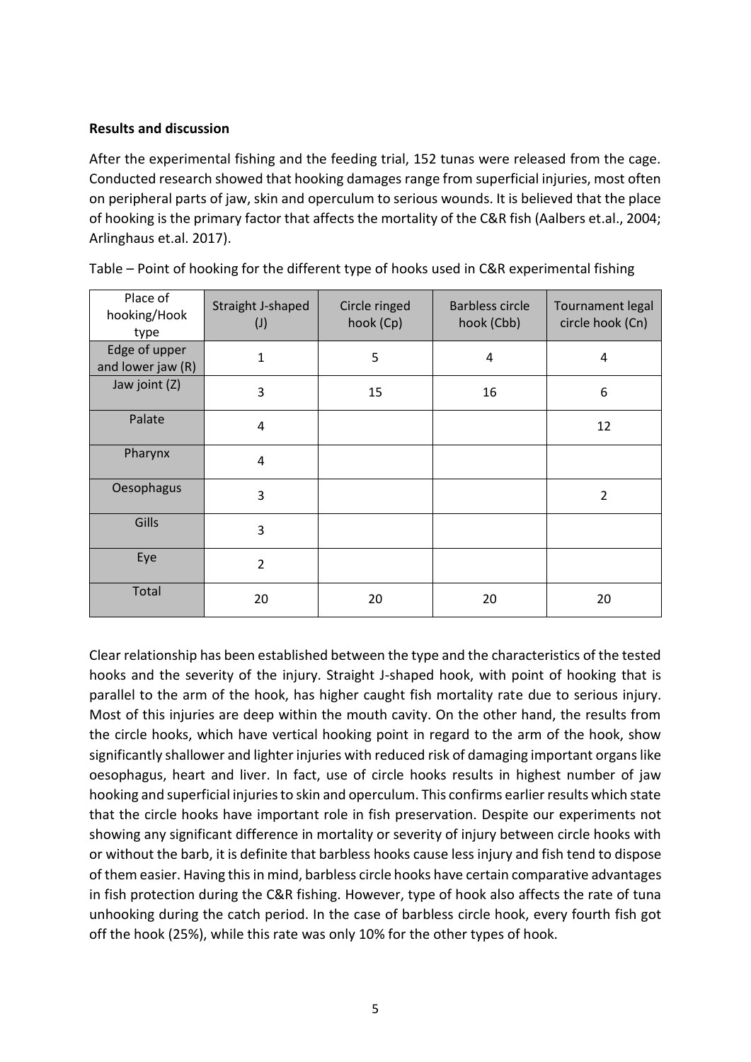**Results and discussion**

After the experimental fishing and the feeding trial, 152 tunas were released from the cage. Conducted research showed that hooking damages range from superficial injuries, most often on peripheral parts of jaw, skin and operculum to serious wounds. It is believed that the place of hooking is the primary factor that affects the mortality of the C&R fish (Aalbers et.al., 2004; Arlinghaus et.al. 2017).

Table – Point of hooking for the different type of hooks used in C&R experimental fishing

| Place of hooking/Hook type | Straight J-shaped (J) | Circle ringed hook (Cp) | Barbless circle hook (Cbb) | Tournament legal circle hook (Cn) |
|---|---|---|---|---|
| Edge of upper and lower jaw (R) | 1 | 5 | 4 | 4 |
| Jaw joint (Z) | 3 | 15 | 16 | 6 |
| Palate | 4 | | | 12 |
| Pharynx | 4 | | | |
| Oesophagus | 3 | | | 2 |
| Gills | 3 | | | |
| Eye | 2 | | | |
| Total | 20 | 20 | 20 | 20 |

Clear relationship has been established between the type and the characteristics of the tested hooks and the severity of the injury. Straight J-shaped hook, with point of hooking that is parallel to the arm of the hook, has higher caught fish mortality rate due to serious injury. Most of this injuries are deep within the mouth cavity. On the other hand, the results from the circle hooks, which have vertical hooking point in regard to the arm of the hook, show significantly shallower and lighter injuries with reduced risk of damaging important organs like oesophagus, heart and liver. In fact, use of circle hooks results in highest number of jaw hooking and superficial injuries to skin and operculum. This confirms earlier results which state that the circle hooks have important role in fish preservation. Despite our experiments not showing any significant difference in mortality or severity of injury between circle hooks with or without the barb, it is definite that barbless hooks cause less injury and fish tend to dispose of them easier. Having this in mind, barbless circle hooks have certain comparative advantages in fish protection during the C&R fishing. However, type of hook also affects the rate of tuna unhooking during the catch period. In the case of barbless circle hook, every fourth fish got off the hook (25%), while this rate was only 10% for the other types of hook.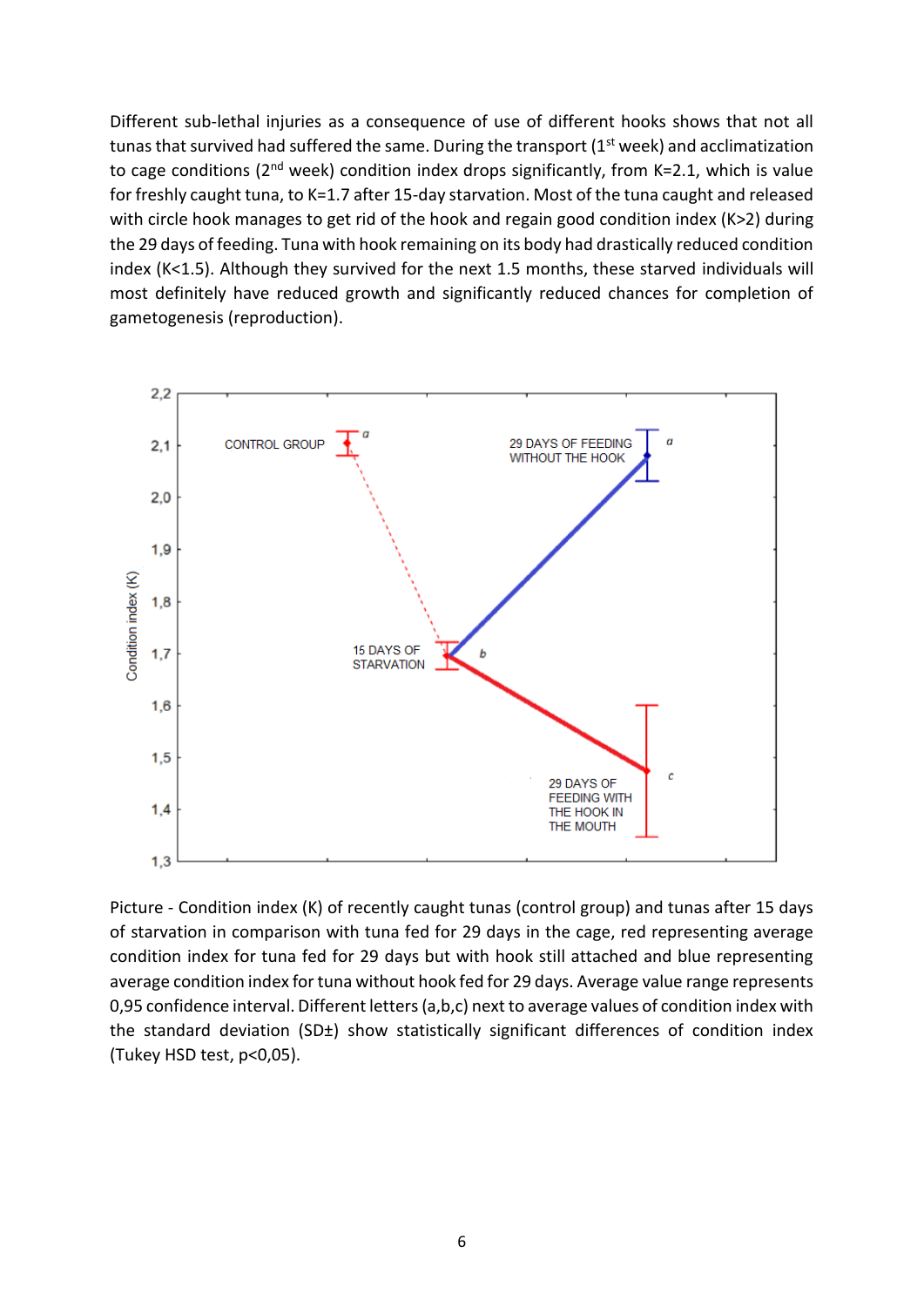Different sub-lethal injuries as a consequence of use of different hooks shows that not all tunas that survived had suffered the same. During the transport (1st week) and acclimatization to cage conditions (2nd week) condition index drops significantly, from K=2.1, which is value for freshly caught tuna, to K=1.7 after 15-day starvation. Most of the tuna caught and released with circle hook manages to get rid of the hook and regain good condition index (K>2) during the 29 days of feeding. Tuna with hook remaining on its body had drastically reduced condition index (K<1.5). Although they survived for the next 1.5 months, these starved individuals will most definitely have reduced growth and significantly reduced chances for completion of gametogenesis (reproduction).

Picture - Condition index (K) of recently caught tunas (control group) and tunas after 15 days of starvation in comparison with tuna fed for 29 days in the cage, red representing average condition index for tuna fed for 29 days but with hook still attached and blue representing average condition index for tuna without hook fed for 29 days. Average value range represents 0,95 confidence interval. Different letters (a,b,c) next to average values of condition index with the standard deviation (SD±) show statistically significant differences of condition index (Tukey HSD test, p<0,05).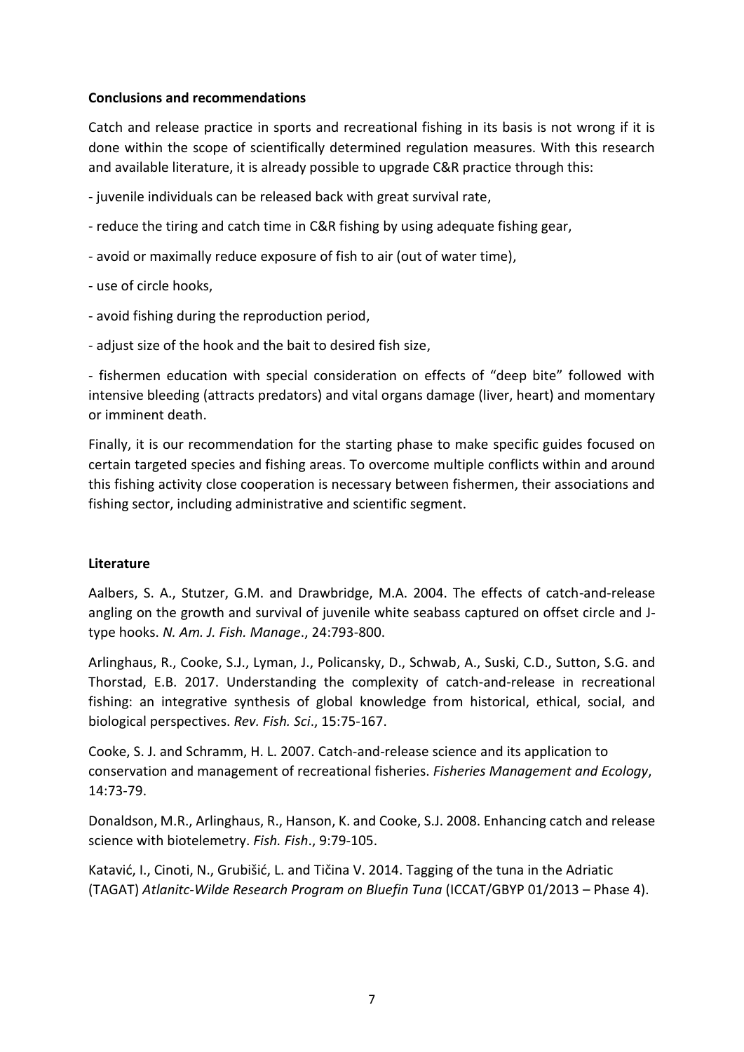**Conclusions and recommendations**

Catch and release practice in sports and recreational fishing in its basis is not wrong if it is done within the scope of scientifically determined regulation measures. With this research and available literature, it is already possible to upgrade C&R practice through this:

- juvenile individuals can be released back with great survival rate,
- reduce the tiring and catch time in C&R fishing by using adequate fishing gear,
- avoid or maximally reduce exposure of fish to air (out of water time),
- use of circle hooks,
- avoid fishing during the reproduction period,
- adjust size of the hook and the bait to desired fish size,
- fishermen education with special consideration on effects of "deep bite" followed with intensive bleeding (attracts predators) and vital organs damage (liver, heart) and momentary or imminent death.

Finally, it is our recommendation for the starting phase to make specific guides focused on certain targeted species and fishing areas. To overcome multiple conflicts within and around this fishing activity close cooperation is necessary between fishermen, their associations and fishing sector, including administrative and scientific segment.

**Literature**

Aalbers, S. A., Stutzer, G.M. and Drawbridge, M.A. 2004. The effects of catch-and-release angling on the growth and survival of juvenile white seabass captured on offset circle and J-type hooks. *N. Am. J. Fish. Manage*., 24:793-800.

Arlinghaus, R., Cooke, S.J., Lyman, J., Policansky, D., Schwab, A., Suski, C.D., Sutton, S.G. and Thorstad, E.B. 2017. Understanding the complexity of catch-and-release in recreational fishing: an integrative synthesis of global knowledge from historical, ethical, social, and biological perspectives. *Rev. Fish. Sci*., 15:75-167.

Cooke, S. J. and Schramm, H. L. 2007. Catch-and-release science and its application to conservation and management of recreational fisheries. *Fisheries Management and Ecology*, 14:73-79.

Donaldson, M.R., Arlinghaus, R., Hanson, K. and Cooke, S.J. 2008. Enhancing catch and release science with biotelemetry. *Fish. Fish*., 9:79-105.

Katavić, I., Cinoti, N., Grubišić, L. and Tičina V. 2014. Tagging of the tuna in the Adriatic (TAGAT) *Atlanitc-Wilde Research Program on Bluefin Tuna* (ICCAT/GBYP 01/2013 – Phase 4).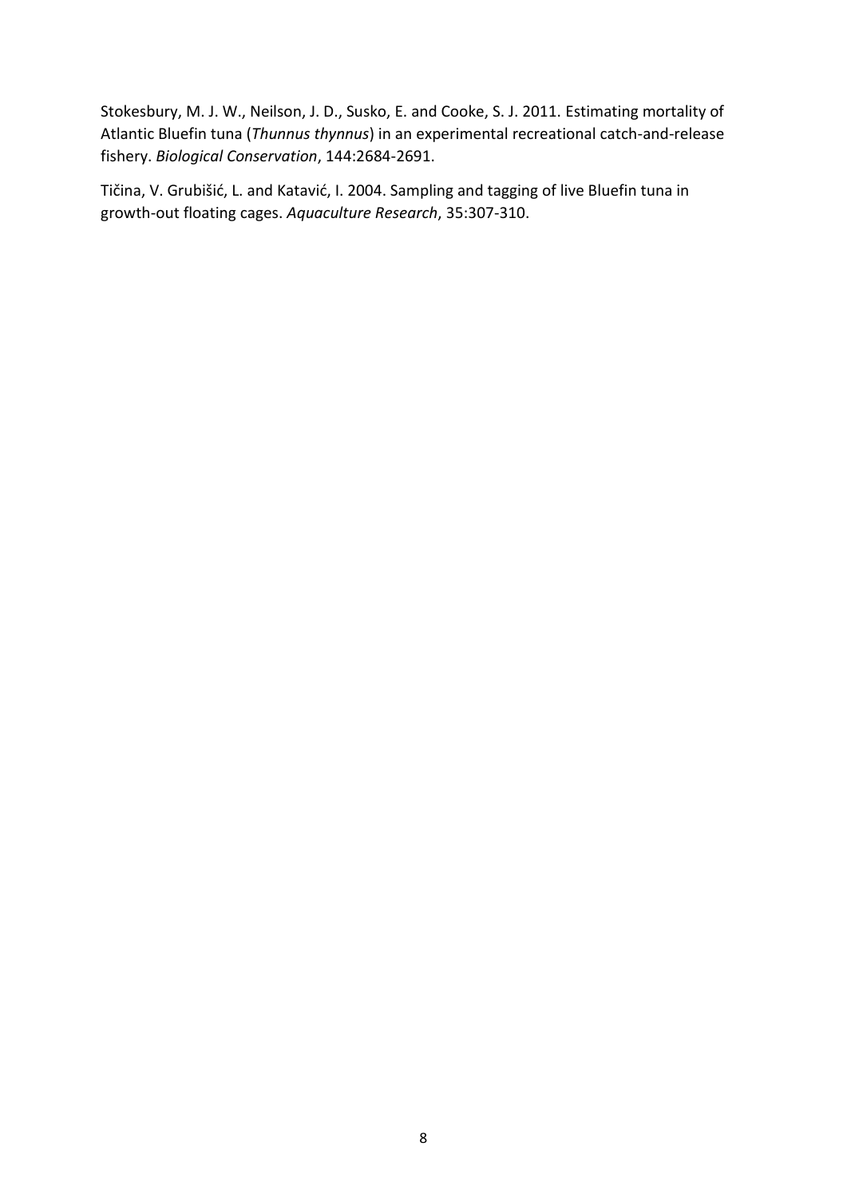Stokesbury, M. J. W., Neilson, J. D., Susko, E. and Cooke, S. J. 2011. Estimating mortality of Atlantic Bluefin tuna (*Thunnus thynnus*) in an experimental recreational catch-and-release fishery. *Biological Conservation*, 144:2684-2691.

Tičina, V. Grubišić, L. and Katavić, I. 2004. Sampling and tagging of live Bluefin tuna in growth-out floating cages. *Aquaculture Research*, 35:307-310.